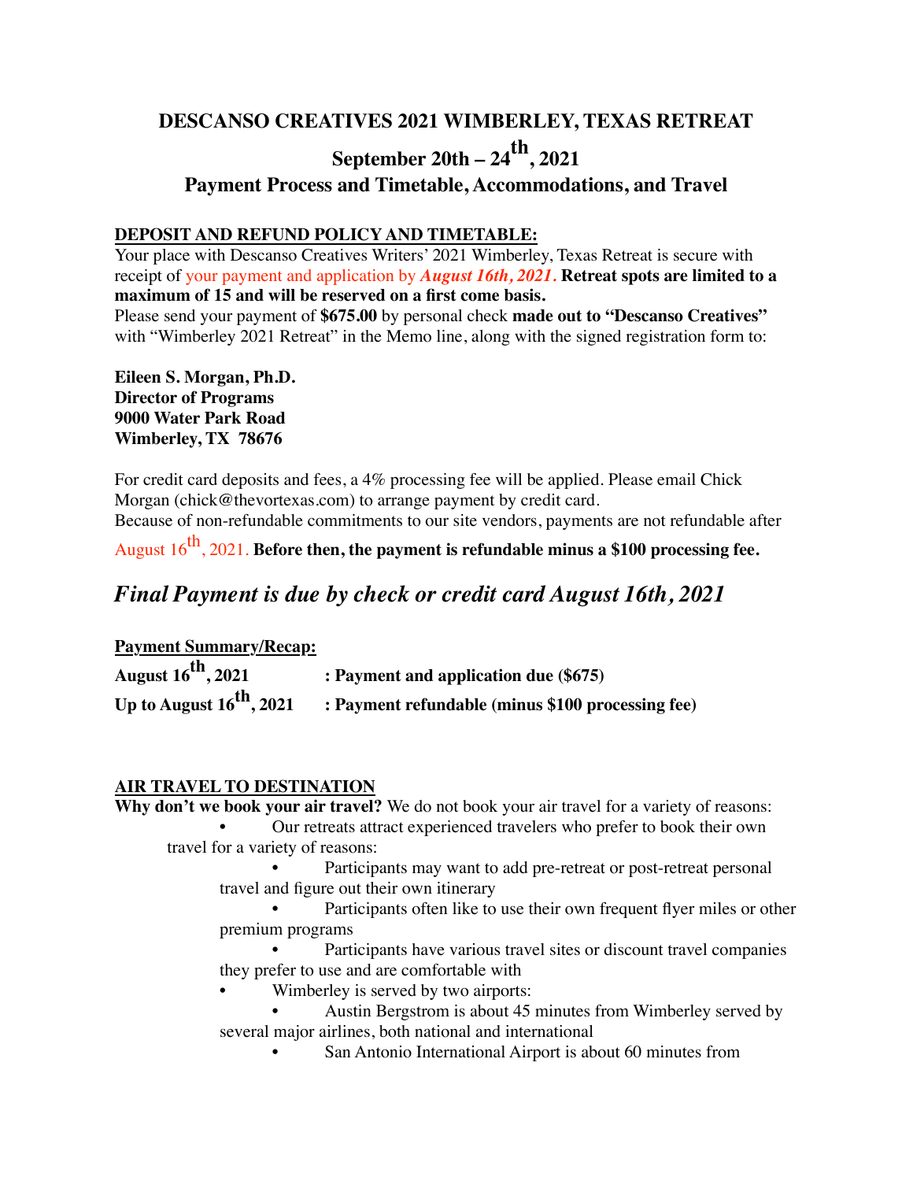# DESCANSO CREATIVES 2021 WIMBERLEY, TEXAS RETREAT

## September 20th – 24th, 2021

## Payment Process and Timetable, Accommodations, and Travel

**DEPOSIT AND REFUND POLICY AND TIMETABLE:**

Your place with Descanso Creatives Writers' 2021 Wimberley, Texas Retreat is secure with receipt of your payment and application by ***August 16th, 2021.*** **Retreat spots are limited to a maximum of 15 and will be reserved on a first come basis.**

Please send your payment of **$675.00** by personal check **made out to "Descanso Creatives"** with "Wimberley 2021 Retreat" in the Memo line, along with the signed registration form to:

**Eileen S. Morgan, Ph.D.**
**Director of Programs**
**9000 Water Park Road**
**Wimberley, TX 78676**

For credit card deposits and fees, a 4% processing fee will be applied. Please email Chick Morgan (chick@thevortexas.com) to arrange payment by credit card.

Because of non-refundable commitments to our site vendors, payments are not refundable after August 16th, 2021. **Before then, the payment is refundable minus a $100 processing fee.**

***Final Payment is due by check or credit card August 16th, 2021***

**Payment Summary/Recap:**

| | |
|---|---|
| **August 16th, 2021** | **: Payment and application due ($675)** |
| **Up to August 16th, 2021** | **: Payment refundable (minus $100 processing fee)** |

**AIR TRAVEL TO DESTINATION**

**Why don't we book your air travel?** We do not book your air travel for a variety of reasons:

- Our retreats attract experienced travelers who prefer to book their own travel for a variety of reasons:
    - Participants may want to add pre-retreat or post-retreat personal travel and figure out their own itinerary
    - Participants often like to use their own frequent flyer miles or other premium programs
    - Participants have various travel sites or discount travel companies they prefer to use and are comfortable with
- Wimberley is served by two airports:
    - Austin Bergstrom is about 45 minutes from Wimberley served by several major airlines, both national and international
    - San Antonio International Airport is about 60 minutes from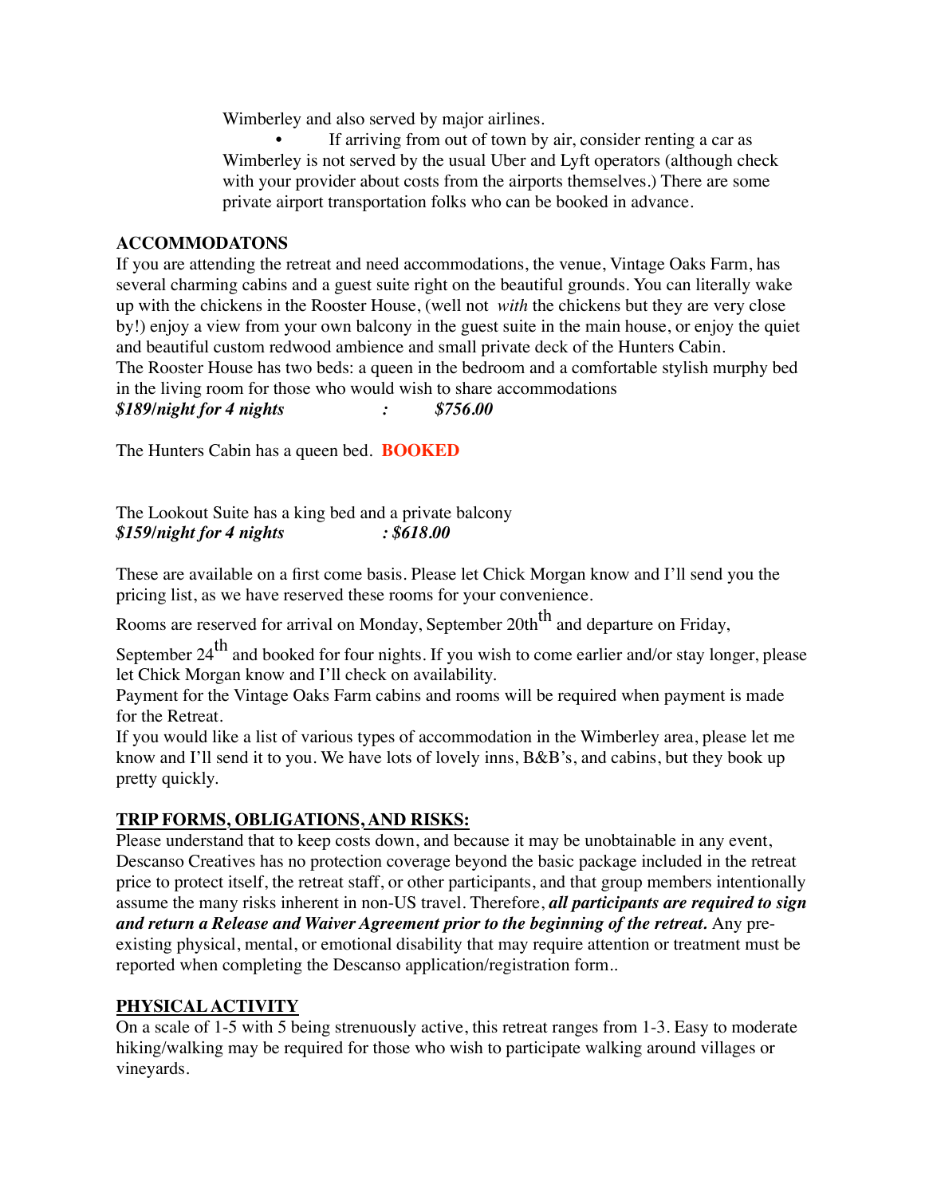Wimberley and also served by major airlines.

- If arriving from out of town by air, consider renting a car as Wimberley is not served by the usual Uber and Lyft operators (although check with your provider about costs from the airports themselves.) There are some private airport transportation folks who can be booked in advance.

**ACCOMMODATONS**

If you are attending the retreat and need accommodations, the venue, Vintage Oaks Farm, has several charming cabins and a guest suite right on the beautiful grounds. You can literally wake up with the chickens in the Rooster House, (well not *with* the chickens but they are very close by!) enjoy a view from your own balcony in the guest suite in the main house, or enjoy the quiet and beautiful custom redwood ambience and small private deck of the Hunters Cabin.

The Rooster House has two beds: a queen in the bedroom and a comfortable stylish murphy bed in the living room for those who would wish to share accommodations

***$189/night for 4 nights : $756.00***

The Hunters Cabin has a queen bed. **BOOKED**

The Lookout Suite has a king bed and a private balcony

***$159/night for 4 nights : $618.00***

These are available on a first come basis. Please let Chick Morgan know and I'll send you the pricing list, as we have reserved these rooms for your convenience.

Rooms are reserved for arrival on Monday, September 20th[th] and departure on Friday, September 24[th] and booked for four nights. If you wish to come earlier and/or stay longer, please let Chick Morgan know and I'll check on availability.

Payment for the Vintage Oaks Farm cabins and rooms will be required when payment is made for the Retreat.

If you would like a list of various types of accommodation in the Wimberley area, please let me know and I'll send it to you. We have lots of lovely inns, B&B's, and cabins, but they book up pretty quickly.

**TRIP FORMS, OBLIGATIONS, AND RISKS:**

Please understand that to keep costs down, and because it may be unobtainable in any event, Descanso Creatives has no protection coverage beyond the basic package included in the retreat price to protect itself, the retreat staff, or other participants, and that group members intentionally assume the many risks inherent in non-US travel. Therefore, ***all participants are required to sign and return a Release and Waiver Agreement prior to the beginning of the retreat.*** Any pre-existing physical, mental, or emotional disability that may require attention or treatment must be reported when completing the Descanso application/registration form..

**PHYSICAL ACTIVITY**

On a scale of 1-5 with 5 being strenuously active, this retreat ranges from 1-3. Easy to moderate hiking/walking may be required for those who wish to participate walking around villages or vineyards.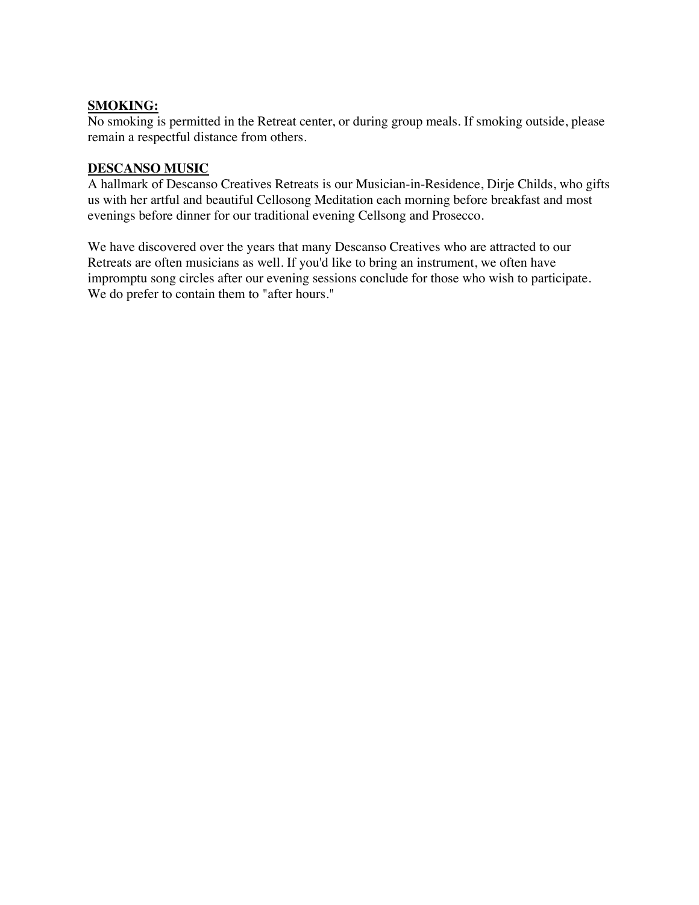**SMOKING:**
No smoking is permitted in the Retreat center, or during group meals. If smoking outside, please remain a respectful distance from others.

**DESCANSO MUSIC**
A hallmark of Descanso Creatives Retreats is our Musician-in-Residence, Dirje Childs, who gifts us with her artful and beautiful Cellosong Meditation each morning before breakfast and most evenings before dinner for our traditional evening Cellsong and Prosecco.

We have discovered over the years that many Descanso Creatives who are attracted to our Retreats are often musicians as well. If you'd like to bring an instrument, we often have impromptu song circles after our evening sessions conclude for those who wish to participate. We do prefer to contain them to "after hours."